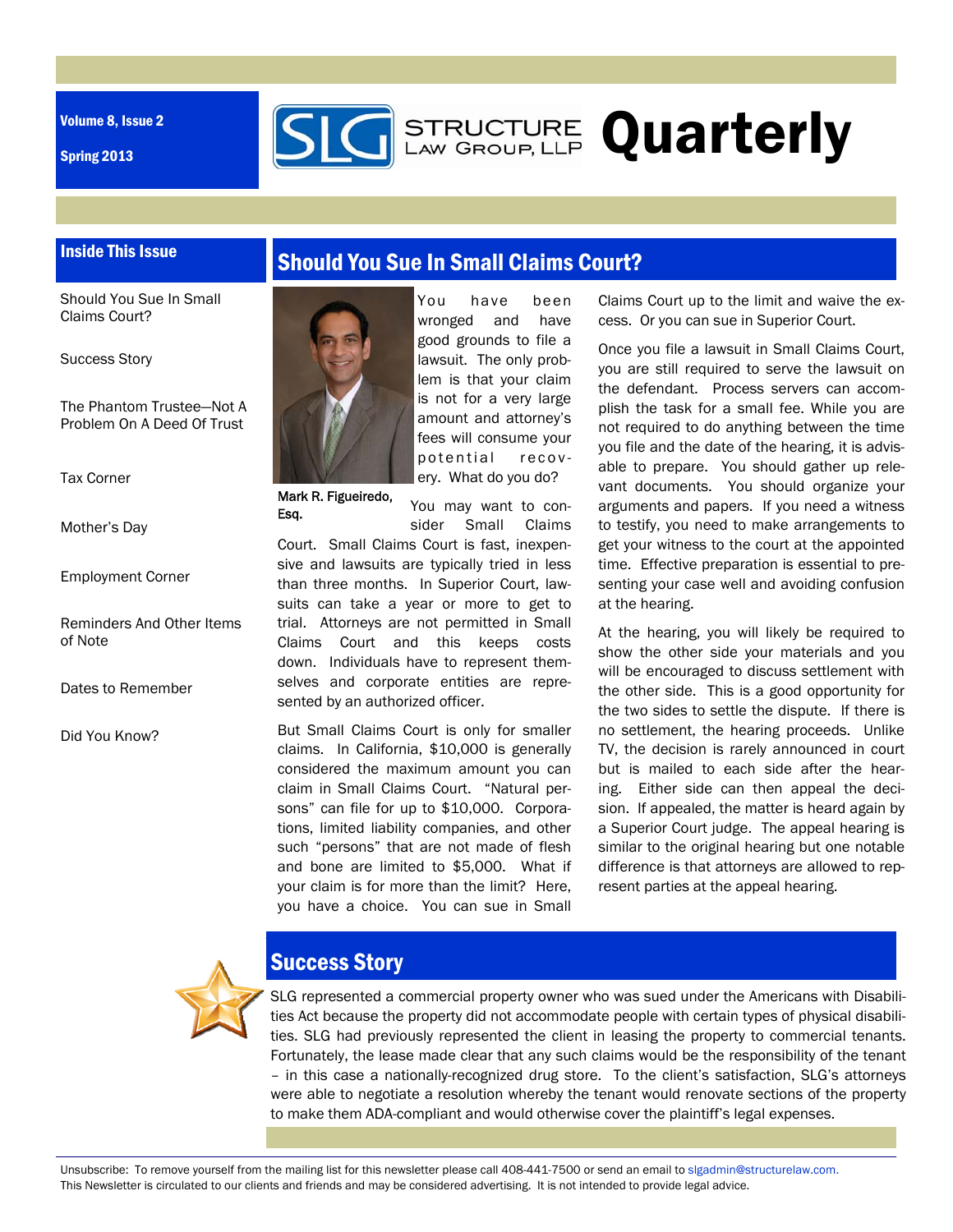Volume 8, Issue 2

Spring 2013

# STRUCTURE LAW GROUP, LLP Quarterly

## Inside This Issue

- Should You Sue In Small Claims Court?
- Success Story
- The Phantom Trustee—Not A Problem On A Deed Of Trust
- Tax Corner
- Mother's Day
- Employment Corner
- Reminders And Other Items of Note
- Dates to Remember
- Did You Know?

## Should You Sue In Small Claims Court?

Mark R. Figueiredo, Esq.

You have been wronged and have good grounds to file a lawsuit. The only problem is that your claim is not for a very large amount and attorney's fees will consume your potential recovery. What do you do?

You may want to consider Small Claims Court. Small Claims Court is fast, inexpensive and lawsuits are typically tried in less than three months. In Superior Court, lawsuits can take a year or more to get to trial. Attorneys are not permitted in Small Claims Court and this keeps costs down. Individuals have to represent themselves and corporate entities are represented by an authorized officer.

But Small Claims Court is only for smaller claims. In California, $10,000 is generally considered the maximum amount you can claim in Small Claims Court. "Natural persons" can file for up to $10,000. Corporations, limited liability companies, and other such "persons" that are not made of flesh and bone are limited to $5,000. What if your claim is for more than the limit? Here, you have a choice. You can sue in Small Claims Court up to the limit and waive the excess. Or you can sue in Superior Court.

Once you file a lawsuit in Small Claims Court, you are still required to serve the lawsuit on the defendant. Process servers can accomplish the task for a small fee. While you are not required to do anything between the time you file and the date of the hearing, it is advisable to prepare. You should gather up relevant documents. You should organize your arguments and papers. If you need a witness to testify, you need to make arrangements to get your witness to the court at the appointed time. Effective preparation is essential to presenting your case well and avoiding confusion at the hearing.

At the hearing, you will likely be required to show the other side your materials and you will be encouraged to discuss settlement with the other side. This is a good opportunity for the two sides to settle the dispute. If there is no settlement, the hearing proceeds. Unlike TV, the decision is rarely announced in court but is mailed to each side after the hearing. Either side can then appeal the decision. If appealed, the matter is heard again by a Superior Court judge. The appeal hearing is similar to the original hearing but one notable difference is that attorneys are allowed to represent parties at the appeal hearing.

## Success Story

SLG represented a commercial property owner who was sued under the Americans with Disabilities Act because the property did not accommodate people with certain types of physical disabilities. SLG had previously represented the client in leasing the property to commercial tenants. Fortunately, the lease made clear that any such claims would be the responsibility of the tenant – in this case a nationally-recognized drug store. To the client's satisfaction, SLG's attorneys were able to negotiate a resolution whereby the tenant would renovate sections of the property to make them ADA-compliant and would otherwise cover the plaintiff's legal expenses.

Unsubscribe: To remove yourself from the mailing list for this newsletter please call 408-441-7500 or send an email to slgadmin@structurelaw.com.
This Newsletter is circulated to our clients and friends and may be considered advertising. It is not intended to provide legal advice.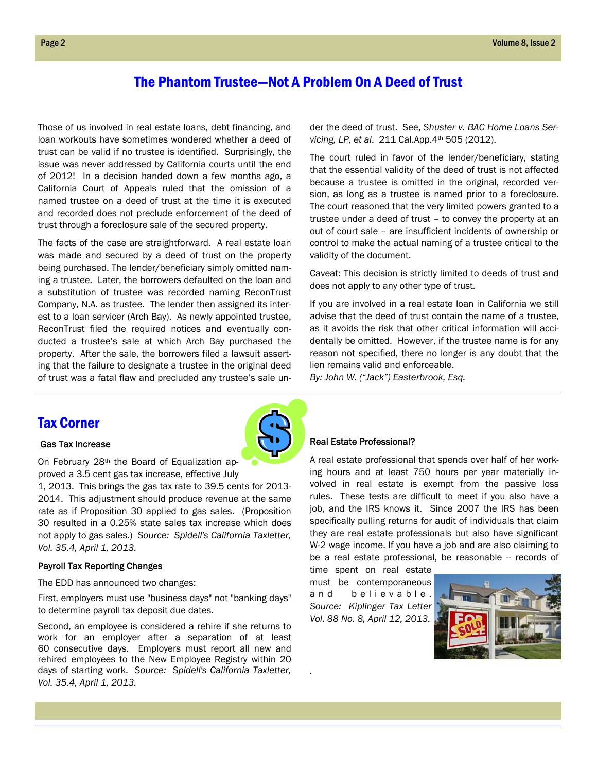# The Phantom Trustee—Not A Problem On A Deed of Trust

Those of us involved in real estate loans, debt financing, and loan workouts have sometimes wondered whether a deed of trust can be valid if no trustee is identified. Surprisingly, the issue was never addressed by California courts until the end of 2012! In a decision handed down a few months ago, a California Court of Appeals ruled that the omission of a named trustee on a deed of trust at the time it is executed and recorded does not preclude enforcement of the deed of trust through a foreclosure sale of the secured property.

The facts of the case are straightforward. A real estate loan was made and secured by a deed of trust on the property being purchased. The lender/beneficiary simply omitted naming a trustee. Later, the borrowers defaulted on the loan and a substitution of trustee was recorded naming ReconTrust Company, N.A. as trustee. The lender then assigned its interest to a loan servicer (Arch Bay). As newly appointed trustee, ReconTrust filed the required notices and eventually conducted a trustee's sale at which Arch Bay purchased the property. After the sale, the borrowers filed a lawsuit asserting that the failure to designate a trustee in the original deed of trust was a fatal flaw and precluded any trustee's sale under the deed of trust. See, *Shuster v. BAC Home Loans Servicing, LP, et al*. 211 Cal.App.4th 505 (2012).

The court ruled in favor of the lender/beneficiary, stating that the essential validity of the deed of trust is not affected because a trustee is omitted in the original, recorded version, as long as a trustee is named prior to a foreclosure. The court reasoned that the very limited powers granted to a trustee under a deed of trust – to convey the property at an out of court sale – are insufficient incidents of ownership or control to make the actual naming of a trustee critical to the validity of the document.

Caveat: This decision is strictly limited to deeds of trust and does not apply to any other type of trust.

If you are involved in a real estate loan in California we still advise that the deed of trust contain the name of a trustee, as it avoids the risk that other critical information will accidentally be omitted. However, if the trustee name is for any reason not specified, there no longer is any doubt that the lien remains valid and enforceable.

*By: John W. ("Jack") Easterbrook, Esq.*

## Tax Corner

### Gas Tax Increase

On February 28th the Board of Equalization approved a 3.5 cent gas tax increase, effective July 1, 2013. This brings the gas tax rate to 39.5 cents for 2013-2014. This adjustment should produce revenue at the same rate as if Proposition 30 applied to gas sales. (Proposition 30 resulted in a 0.25% state sales tax increase which does not apply to gas sales.) *Source: Spidell's California Taxletter, Vol. 35.4, April 1, 2013.*

### Payroll Tax Reporting Changes

The EDD has announced two changes:

First, employers must use "business days" not "banking days" to determine payroll tax deposit due dates.

Second, an employee is considered a rehire if she returns to work for an employer after a separation of at least 60 consecutive days. Employers must report all new and rehired employees to the New Employee Registry within 20 days of starting work. *Source: Spidell's California Taxletter, Vol. 35.4, April 1, 2013.*

### Real Estate Professional?

A real estate professional that spends over half of her working hours and at least 750 hours per year materially involved in real estate is exempt from the passive loss rules. These tests are difficult to meet if you also have a job, and the IRS knows it. Since 2007 the IRS has been specifically pulling returns for audit of individuals that claim they are real estate professionals but also have significant W-2 wage income. If you have a job and are also claiming to be a real estate professional, be reasonable -- records of time spent on real estate must be contemporaneous and believable. *Source: Kiplinger Tax Letter Vol. 88 No. 8, April 12, 2013.*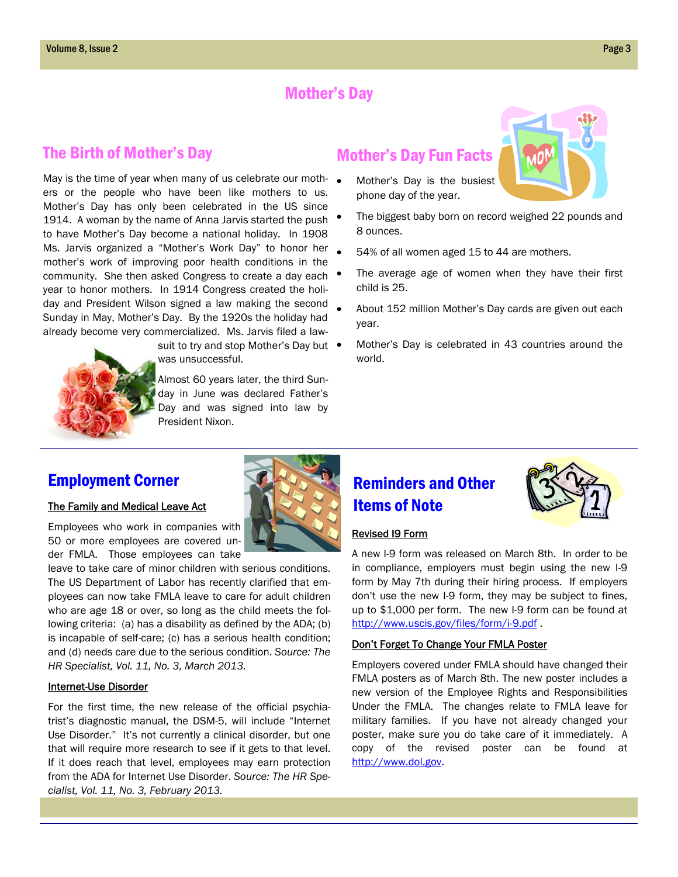# Mother's Day

## The Birth of Mother's Day

May is the time of year when many of us celebrate our mothers or the people who have been like mothers to us. Mother's Day has only been celebrated in the US since 1914. A woman by the name of Anna Jarvis started the push to have Mother's Day become a national holiday. In 1908 Ms. Jarvis organized a "Mother's Work Day" to honor her mother's work of improving poor health conditions in the community. She then asked Congress to create a day each year to honor mothers. In 1914 Congress created the holiday and President Wilson signed a law making the second Sunday in May, Mother's Day. By the 1920s the holiday had already become very commercialized. Ms. Jarvis filed a lawsuit to try and stop Mother's Day but was unsuccessful.

Almost 60 years later, the third Sunday in June was declared Father's Day and was signed into law by President Nixon.

## Mother's Day Fun Facts

- Mother's Day is the busiest phone day of the year.
- The biggest baby born on record weighed 22 pounds and 8 ounces.
- 54% of all women aged 15 to 44 are mothers.
- The average age of women when they have their first child is 25.
- About 152 million Mother's Day cards are given out each year.
- Mother's Day is celebrated in 43 countries around the world.

## Employment Corner

### The Family and Medical Leave Act

Employees who work in companies with 50 or more employees are covered under FMLA. Those employees can take leave to take care of minor children with serious conditions. The US Department of Labor has recently clarified that employees can now take FMLA leave to care for adult children who are age 18 or over, so long as the child meets the following criteria: (a) has a disability as defined by the ADA; (b) is incapable of self-care; (c) has a serious health condition; and (d) needs care due to the serious condition. *Source: The HR Specialist, Vol. 11, No. 3, March 2013.*

### Internet-Use Disorder

For the first time, the new release of the official psychiatrist's diagnostic manual, the DSM-5, will include "Internet Use Disorder." It's not currently a clinical disorder, but one that will require more research to see if it gets to that level. If it does reach that level, employees may earn protection from the ADA for Internet Use Disorder. *Source: The HR Specialist, Vol. 11, No. 3, February 2013.*

## Reminders and Other Items of Note

### Revised I9 Form

A new I-9 form was released on March 8th. In order to be in compliance, employers must begin using the new I-9 form by May 7th during their hiring process. If employers don't use the new I-9 form, they may be subject to fines, up to $1,000 per form. The new I-9 form can be found at http://www.uscis.gov/files/form/i-9.pdf .

### Don't Forget To Change Your FMLA Poster

Employers covered under FMLA should have changed their FMLA posters as of March 8th. The new poster includes a new version of the Employee Rights and Responsibilities Under the FMLA. The changes relate to FMLA leave for military families. If you have not already changed your poster, make sure you do take care of it immediately. A copy of the revised poster can be found at http://www.dol.gov.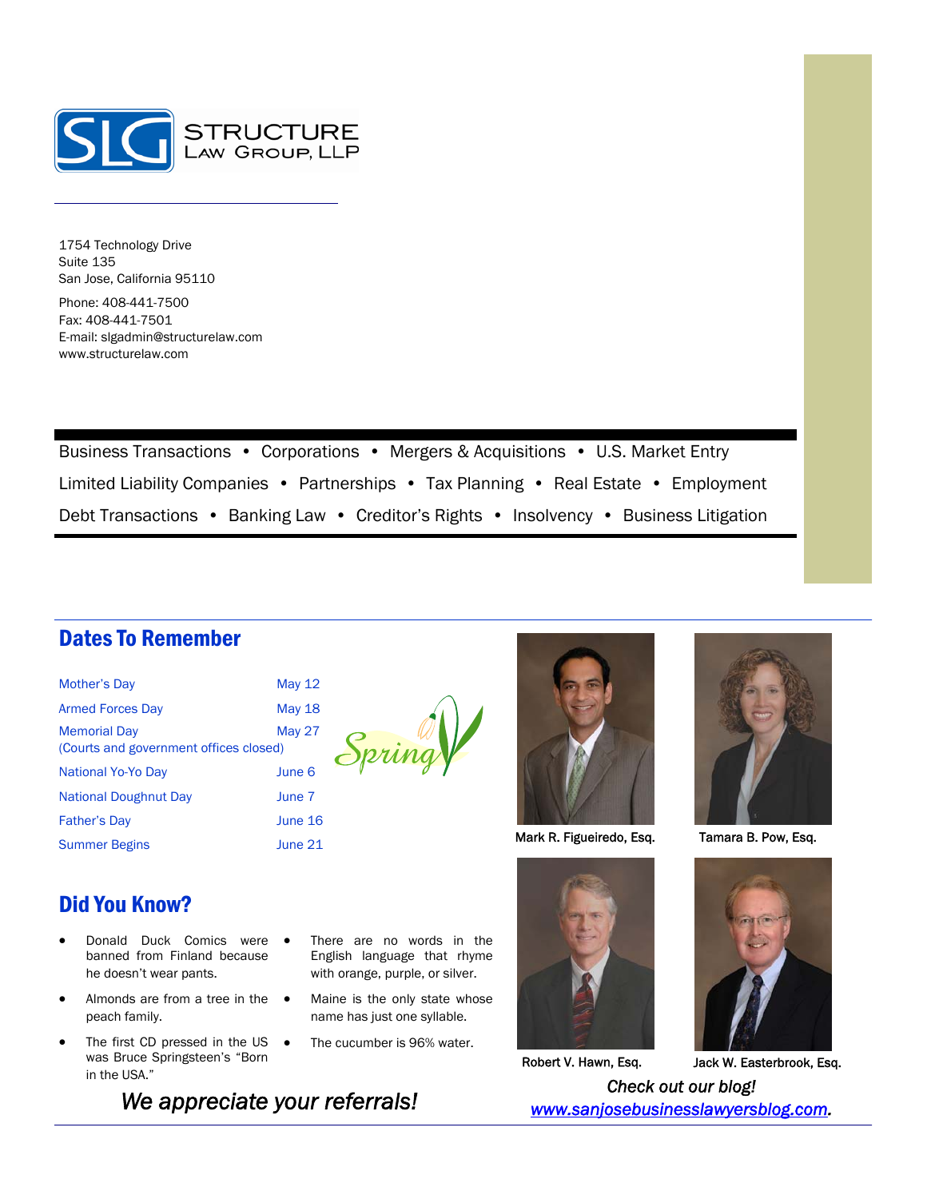**STRUCTURE LAW GROUP, LLP**

1754 Technology Drive
Suite 135
San Jose, California 95110

Phone: 408-441-7500
Fax: 408-441-7501
E-mail: slgadmin@structurelaw.com
www.structurelaw.com

Business Transactions • Corporations • Mergers & Acquisitions • U.S. Market Entry
Limited Liability Companies • Partnerships • Tax Planning • Real Estate • Employment
Debt Transactions • Banking Law • Creditor's Rights • Insolvency • Business Litigation

## Dates To Remember

| | |
|---|---|
| Mother's Day | May 12 |
| Armed Forces Day | May 18 |
| Memorial Day (Courts and government offices closed) | May 27 |
| National Yo-Yo Day | June 6 |
| National Doughnut Day | June 7 |
| Father's Day | June 16 |
| Summer Begins | June 21 |

Spring

Mark R. Figueiredo, Esq.

Tamara B. Pow, Esq.

Robert V. Hawn, Esq.

Jack W. Easterbrook, Esq.

## Did You Know?

- Donald Duck Comics were banned from Finland because he doesn't wear pants.
- Almonds are from a tree in the peach family.
- The first CD pressed in the US was Bruce Springsteen's "Born in the USA."
- There are no words in the English language that rhyme with orange, purple, or silver.
- Maine is the only state whose name has just one syllable.
- The cucumber is 96% water.

*We appreciate your referrals!*

*Check out our blog!*
*www.sanjosebusinesslawyersblog.com.*